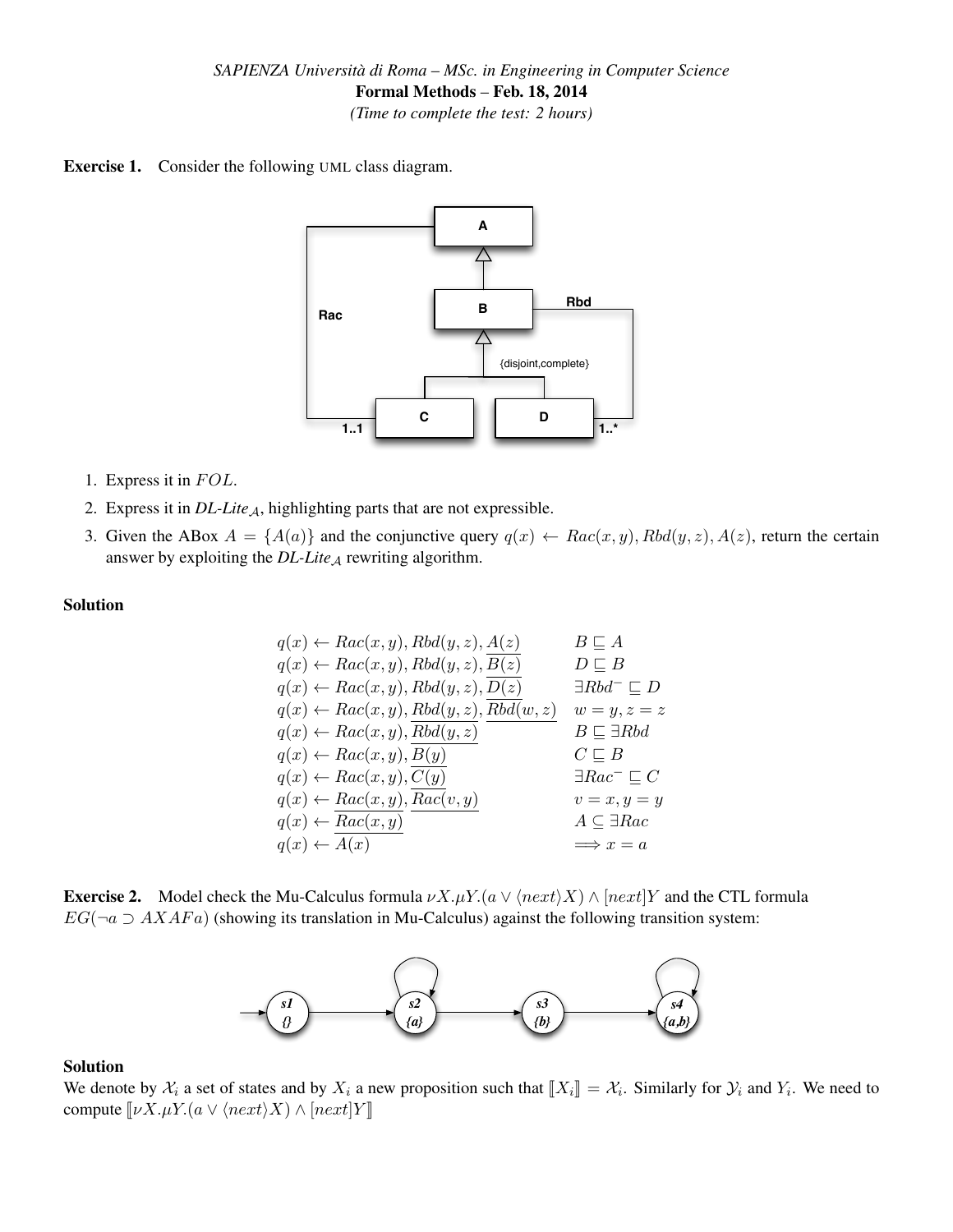*SAPIENZA Università di Roma – MSc. in Engineering in Computer Science*

**Formal Methods – Feb. 18, 2014**

*(Time to complete the test: 2 hours)*

**Exercise 1.** Consider the following UML class diagram.

1. Express it in $FOL$.
2. Express it in *DL-Lite*$_\mathcal{A}$, highlighting parts that are not expressible.
3. Given the ABox $A = \{A(a)\}$ and the conjunctive query $q(x) \leftarrow Rac(x,y), Rbd(y,z), A(z)$, return the certain answer by exploiting the *DL-Lite*$_\mathcal{A}$ rewriting algorithm.

**Solution**

| | |
|---|---|
| $q(x) \leftarrow Rac(x,y), Rbd(y,z), \underline{A(z)}$ | $B \sqsubseteq A$ |
| $q(x) \leftarrow Rac(x,y), Rbd(y,z), \underline{B(z)}$ | $D \sqsubseteq B$ |
| $q(x) \leftarrow Rac(x,y), Rbd(y,z), \underline{D(z)}$ | $\exists Rbd^- \sqsubseteq D$ |
| $q(x) \leftarrow Rac(x,y), \underline{Rbd(y,z)}, \underline{Rbd(w,z)}$ | $w = y, z = z$ |
| $q(x) \leftarrow Rac(x,y), \underline{Rbd(y,z)}$ | $B \sqsubseteq \exists Rbd$ |
| $q(x) \leftarrow Rac(x,y), \underline{B(y)}$ | $C \sqsubseteq B$ |
| $q(x) \leftarrow Rac(x,y), \underline{C(y)}$ | $\exists Rac^- \sqsubseteq C$ |
| $q(x) \leftarrow \underline{Rac(x,y)}, \underline{Rac(v,y)}$ | $v = x, y = y$ |
| $q(x) \leftarrow \underline{Rac(x,y)}$ | $A \subseteq \exists Rac$ |
| $q(x) \leftarrow \underline{A(x)}$ | $\Longrightarrow x = a$ |

**Exercise 2.** Model check the Mu-Calculus formula $\nu X.\mu Y.(a \vee \langle next \rangle X) \wedge [next]Y$ and the CTL formula $EG(\neg a \supset AXAFa)$ (showing its translation in Mu-Calculus) against the following transition system:

**Solution**

We denote by $\mathcal{X}_i$ a set of states and by $X_i$ a new proposition such that $[\![X_i]\!] = \mathcal{X}_i$. Similarly for $\mathcal{Y}_i$ and $Y_i$. We need to compute $[\![\nu X.\mu Y.(a \vee \langle next \rangle X) \wedge [next]Y]\!]$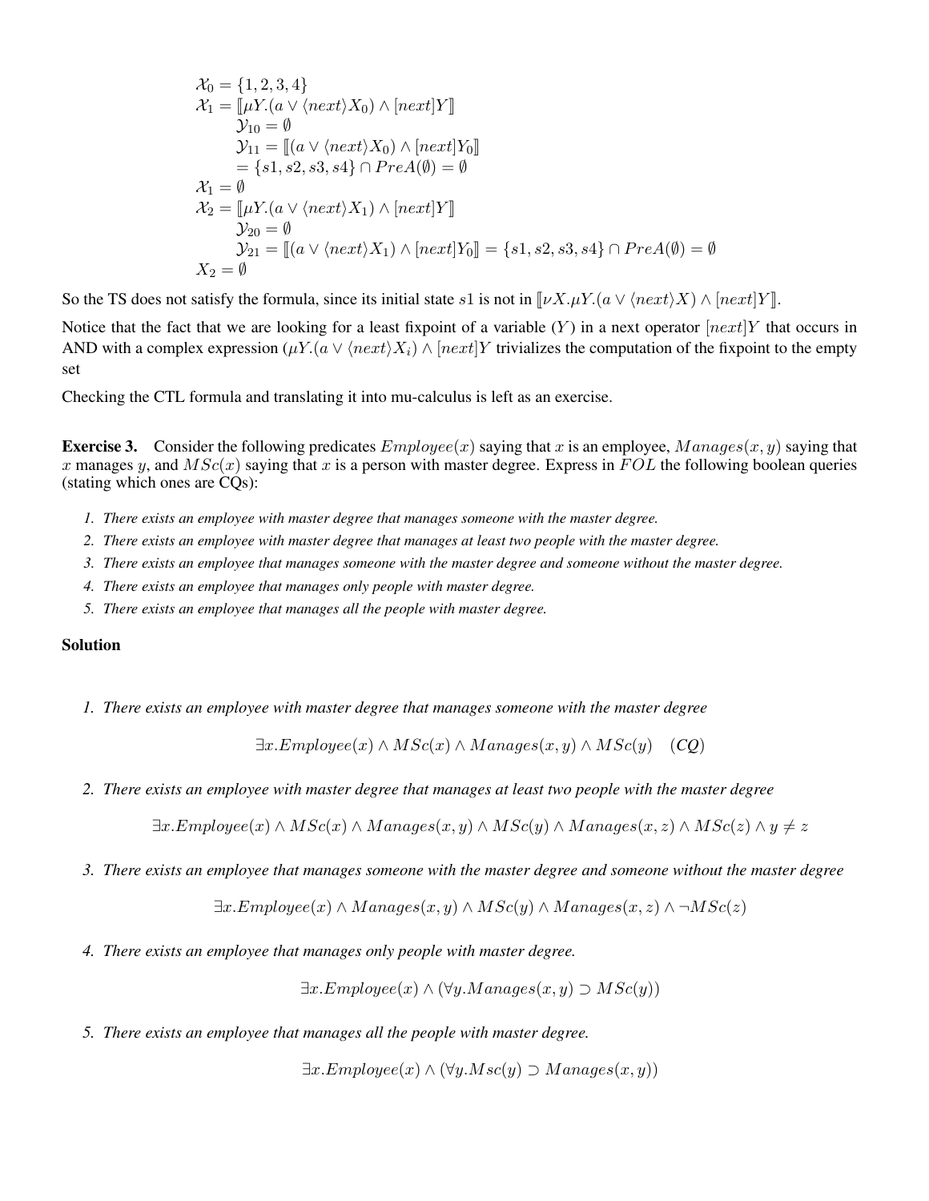$$
\begin{aligned}
&\mathcal{X}_0 = \{1, 2, 3, 4\} \\
&\mathcal{X}_1 = [\![\mu Y.(a \vee \langle next \rangle X_0) \wedge [next]Y]\!] \\
&\qquad \mathcal{Y}_{10} = \emptyset \\
&\qquad \mathcal{Y}_{11} = [\![(a \vee \langle next \rangle X_0) \wedge [next]Y_0]\!] \\
&\qquad = \{s1, s2, s3, s4\} \cap PreA(\emptyset) = \emptyset \\
&\mathcal{X}_1 = \emptyset \\
&\mathcal{X}_2 = [\![\mu Y.(a \vee \langle next \rangle X_1) \wedge [next]Y]\!] \\
&\qquad \mathcal{Y}_{20} = \emptyset \\
&\qquad \mathcal{Y}_{21} = [\![(a \vee \langle next \rangle X_1) \wedge [next]Y_0]\!] = \{s1, s2, s3, s4\} \cap PreA(\emptyset) = \emptyset \\
&X_2 = \emptyset
\end{aligned}
$$

So the TS does not satisfy the formula, since its initial state $s1$ is not in $[\![\nu X.\mu Y.(a \vee \langle next \rangle X) \wedge [next]Y]\!]$.

Notice that the fact that we are looking for a least fixpoint of a variable ($Y$) in a next operator $[next]Y$ that occurs in AND with a complex expression ($\mu Y.(a \vee \langle next \rangle X_i) \wedge [next]Y$ trivializes the computation of the fixpoint to the empty set

Checking the CTL formula and translating it into mu-calculus is left as an exercise.

**Exercise 3.** Consider the following predicates $Employee(x)$ saying that $x$ is an employee, $Manages(x, y)$ saying that $x$ manages $y$, and $MSc(x)$ saying that $x$ is a person with master degree. Express in $FOL$ the following boolean queries (stating which ones are CQs):

1. *There exists an employee with master degree that manages someone with the master degree.*
2. *There exists an employee with master degree that manages at least two people with the master degree.*
3. *There exists an employee that manages someone with the master degree and someone without the master degree.*
4. *There exists an employee that manages only people with master degree.*
5. *There exists an employee that manages all the people with master degree.*

**Solution**

1. *There exists an employee with master degree that manages someone with the master degree*

$$\exists x.Employee(x) \wedge MSc(x) \wedge Manages(x, y) \wedge MSc(y) \quad (\textit{CQ})$$

2. *There exists an employee with master degree that manages at least two people with the master degree*

$$\exists x.Employee(x) \wedge MSc(x) \wedge Manages(x, y) \wedge MSc(y) \wedge Manages(x, z) \wedge MSc(z) \wedge y \neq z$$

3. *There exists an employee that manages someone with the master degree and someone without the master degree*

$$\exists x.Employee(x) \wedge Manages(x, y) \wedge MSc(y) \wedge Manages(x, z) \wedge \neg MSc(z)$$

4. *There exists an employee that manages only people with master degree.*

$$\exists x.Employee(x) \wedge (\forall y.Manages(x, y) \supset MSc(y))$$

5. *There exists an employee that manages all the people with master degree.*

$$\exists x.Employee(x) \wedge (\forall y.Msc(y) \supset Manages(x, y))$$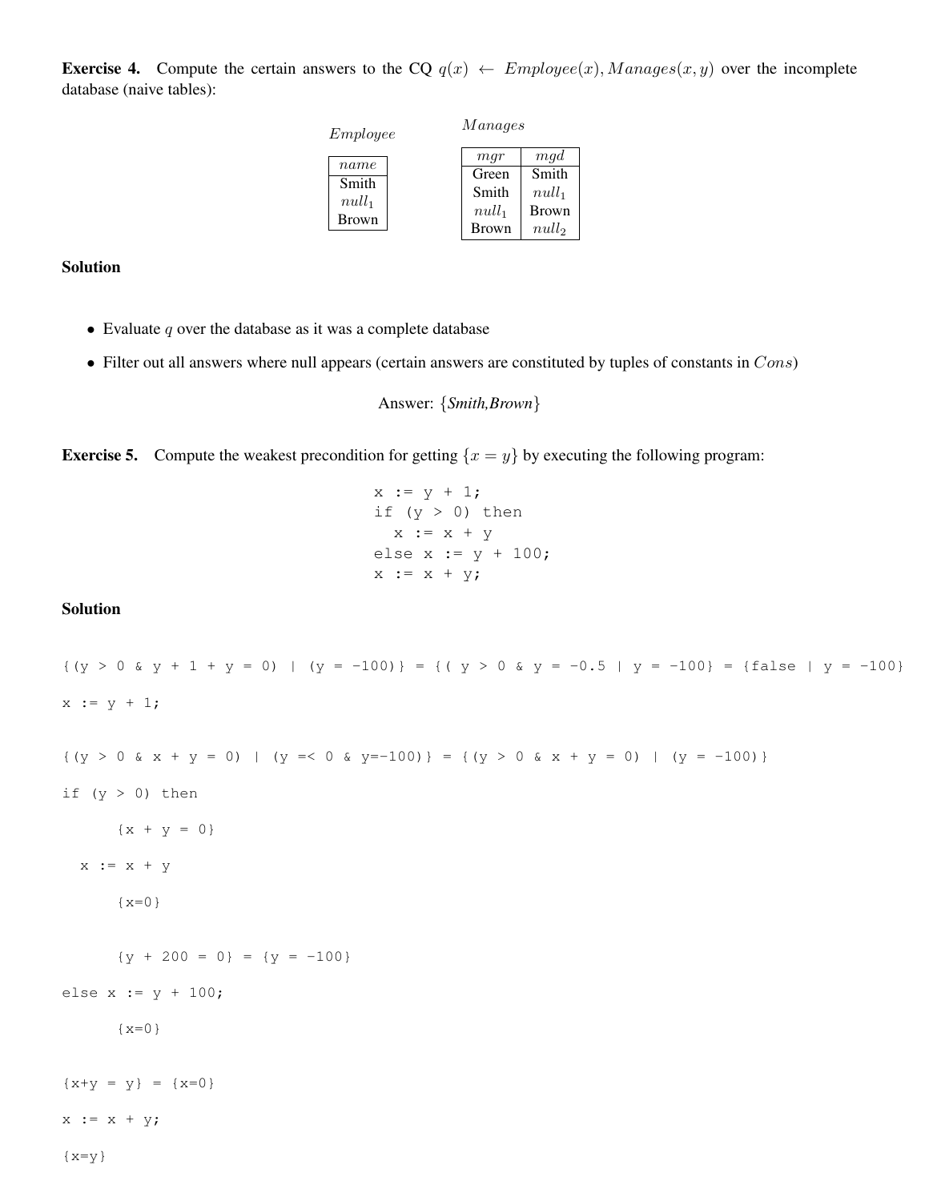**Exercise 4.** Compute the certain answers to the CQ $q(x) \leftarrow Employee(x), Manages(x, y)$ over the incomplete database (naive tables):

*Employee*

| $name$ |
|---|
| Smith |
| $null_1$ |
| Brown |

*Manages*

| $mgr$ | $mgd$ |
|---|---|
| Green | Smith |
| Smith | $null_1$ |
| $null_1$ | Brown |
| Brown | $null_2$ |

**Solution**

- Evaluate $q$ over the database as it was a complete database
- Filter out all answers where null appears (certain answers are constituted by tuples of constants in $Cons$)

Answer: {*Smith,Brown*}

**Exercise 5.** Compute the weakest precondition for getting $\{x = y\}$ by executing the following program:

```
x := y + 1;
if (y > 0) then
  x := x + y
else x := y + 100;
x := x + y;
```

**Solution**

```
{(y > 0 & y + 1 + y = 0) | (y = -100)} = {( y > 0 & y = -0.5 | y = -100} = {false | y = -100}

x := y + 1;

{(y > 0 & x + y = 0) | (y =< 0 & y=-100)} = {(y > 0 & x + y = 0) | (y = -100)}

if (y > 0) then

      {x + y = 0}

  x := x + y

      {x=0}

      {y + 200 = 0} = {y = -100}

else x := y + 100;

      {x=0}

{x+y = y} = {x=0}

x := x + y;

{x=y}
```